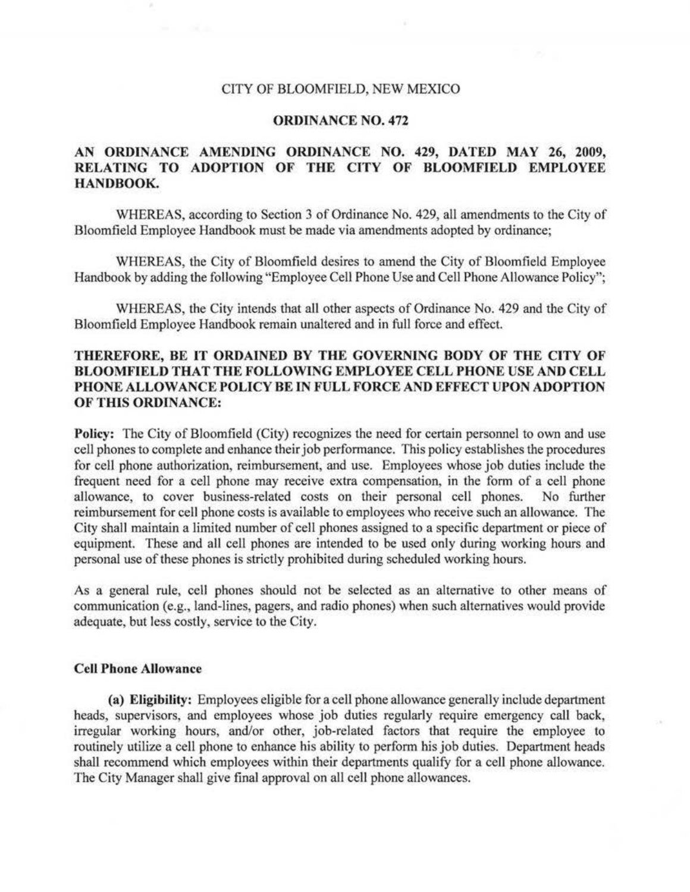CITY OF BLOOMFIELD, NEW MEXICO

**ORDINANCE NO. 472**

**AN ORDINANCE AMENDING ORDINANCE NO. 429, DATED MAY 26, 2009, RELATING TO ADOPTION OF THE CITY OF BLOOMFIELD EMPLOYEE HANDBOOK.**

WHEREAS, according to Section 3 of Ordinance No. 429, all amendments to the City of Bloomfield Employee Handbook must be made via amendments adopted by ordinance;

WHEREAS, the City of Bloomfield desires to amend the City of Bloomfield Employee Handbook by adding the following "Employee Cell Phone Use and Cell Phone Allowance Policy";

WHEREAS, the City intends that all other aspects of Ordinance No. 429 and the City of Bloomfield Employee Handbook remain unaltered and in full force and effect.

**THEREFORE, BE IT ORDAINED BY THE GOVERNING BODY OF THE CITY OF BLOOMFIELD THAT THE FOLLOWING EMPLOYEE CELL PHONE USE AND CELL PHONE ALLOWANCE POLICY BE IN FULL FORCE AND EFFECT UPON ADOPTION OF THIS ORDINANCE:**

**Policy:** The City of Bloomfield (City) recognizes the need for certain personnel to own and use cell phones to complete and enhance their job performance. This policy establishes the procedures for cell phone authorization, reimbursement, and use. Employees whose job duties include the frequent need for a cell phone may receive extra compensation, in the form of a cell phone allowance, to cover business-related costs on their personal cell phones. No further reimbursement for cell phone costs is available to employees who receive such an allowance. The City shall maintain a limited number of cell phones assigned to a specific department or piece of equipment. These and all cell phones are intended to be used only during working hours and personal use of these phones is strictly prohibited during scheduled working hours.

As a general rule, cell phones should not be selected as an alternative to other means of communication (e.g., land-lines, pagers, and radio phones) when such alternatives would provide adequate, but less costly, service to the City.

**Cell Phone Allowance**

**(a) Eligibility:** Employees eligible for a cell phone allowance generally include department heads, supervisors, and employees whose job duties regularly require emergency call back, irregular working hours, and/or other, job-related factors that require the employee to routinely utilize a cell phone to enhance his ability to perform his job duties. Department heads shall recommend which employees within their departments qualify for a cell phone allowance. The City Manager shall give final approval on all cell phone allowances.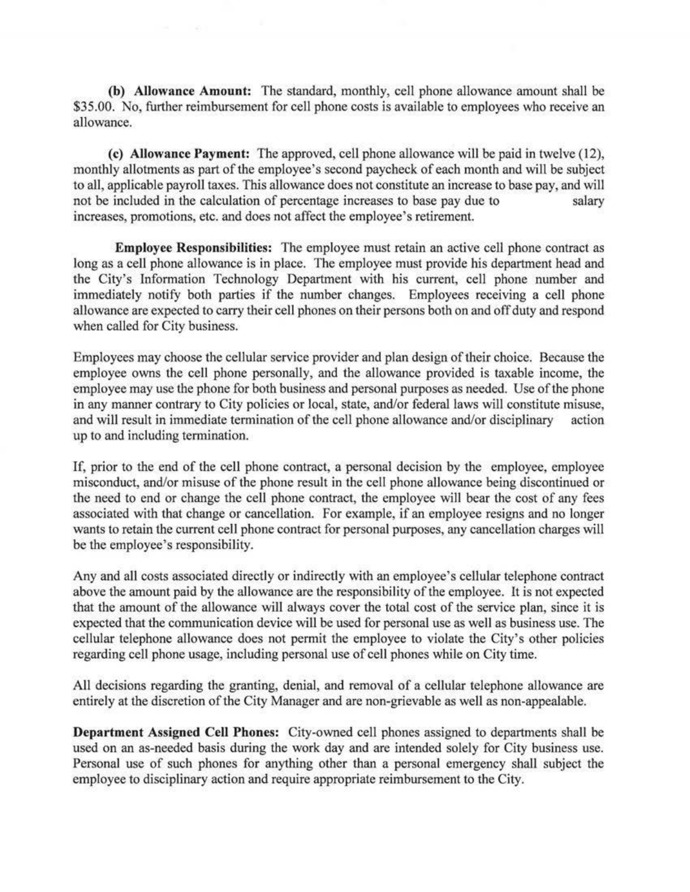**(b) Allowance Amount:** The standard, monthly, cell phone allowance amount shall be $35.00. No, further reimbursement for cell phone costs is available to employees who receive an allowance.

**(c) Allowance Payment:** The approved, cell phone allowance will be paid in twelve (12), monthly allotments as part of the employee's second paycheck of each month and will be subject to all, applicable payroll taxes. This allowance does not constitute an increase to base pay, and will not be included in the calculation of percentage increases to base pay due to salary increases, promotions, etc. and does not affect the employee's retirement.

**Employee Responsibilities:** The employee must retain an active cell phone contract as long as a cell phone allowance is in place. The employee must provide his department head and the City's Information Technology Department with his current, cell phone number and immediately notify both parties if the number changes. Employees receiving a cell phone allowance are expected to carry their cell phones on their persons both on and off duty and respond when called for City business.

Employees may choose the cellular service provider and plan design of their choice. Because the employee owns the cell phone personally, and the allowance provided is taxable income, the employee may use the phone for both business and personal purposes as needed. Use of the phone in any manner contrary to City policies or local, state, and/or federal laws will constitute misuse, and will result in immediate termination of the cell phone allowance and/or disciplinary action up to and including termination.

If, prior to the end of the cell phone contract, a personal decision by the employee, employee misconduct, and/or misuse of the phone result in the cell phone allowance being discontinued or the need to end or change the cell phone contract, the employee will bear the cost of any fees associated with that change or cancellation. For example, if an employee resigns and no longer wants to retain the current cell phone contract for personal purposes, any cancellation charges will be the employee's responsibility.

Any and all costs associated directly or indirectly with an employee's cellular telephone contract above the amount paid by the allowance are the responsibility of the employee. It is not expected that the amount of the allowance will always cover the total cost of the service plan, since it is expected that the communication device will be used for personal use as well as business use. The cellular telephone allowance does not permit the employee to violate the City's other policies regarding cell phone usage, including personal use of cell phones while on City time.

All decisions regarding the granting, denial, and removal of a cellular telephone allowance are entirely at the discretion of the City Manager and are non-grievable as well as non-appealable.

**Department Assigned Cell Phones:** City-owned cell phones assigned to departments shall be used on an as-needed basis during the work day and are intended solely for City business use. Personal use of such phones for anything other than a personal emergency shall subject the employee to disciplinary action and require appropriate reimbursement to the City.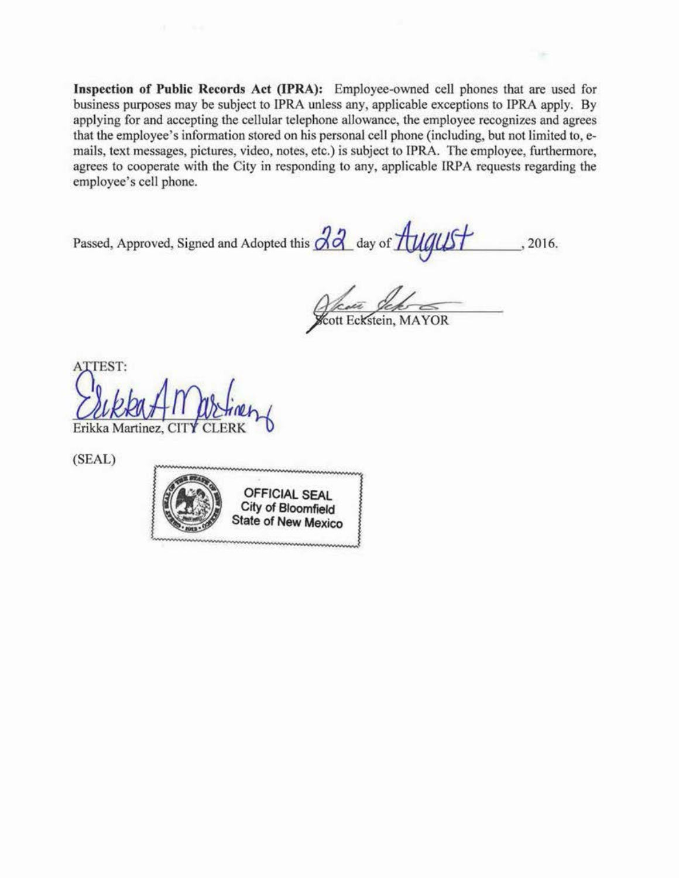**Inspection of Public Records Act (IPRA):** Employee-owned cell phones that are used for business purposes may be subject to IPRA unless any, applicable exceptions to IPRA apply. By applying for and accepting the cellular telephone allowance, the employee recognizes and agrees that the employee's information stored on his personal cell phone (including, but not limited to, e-mails, text messages, pictures, video, notes, etc.) is subject to IPRA. The employee, furthermore, agrees to cooperate with the City in responding to any, applicable IRPA requests regarding the employee's cell phone.

Passed, Approved, Signed and Adopted this 22 day of August, 2016.

Scott Eckstein, MAYOR

ATTEST:

Erikka Martinez, CITY CLERK

(SEAL)

OFFICIAL SEAL
City of Bloomfield
State of New Mexico